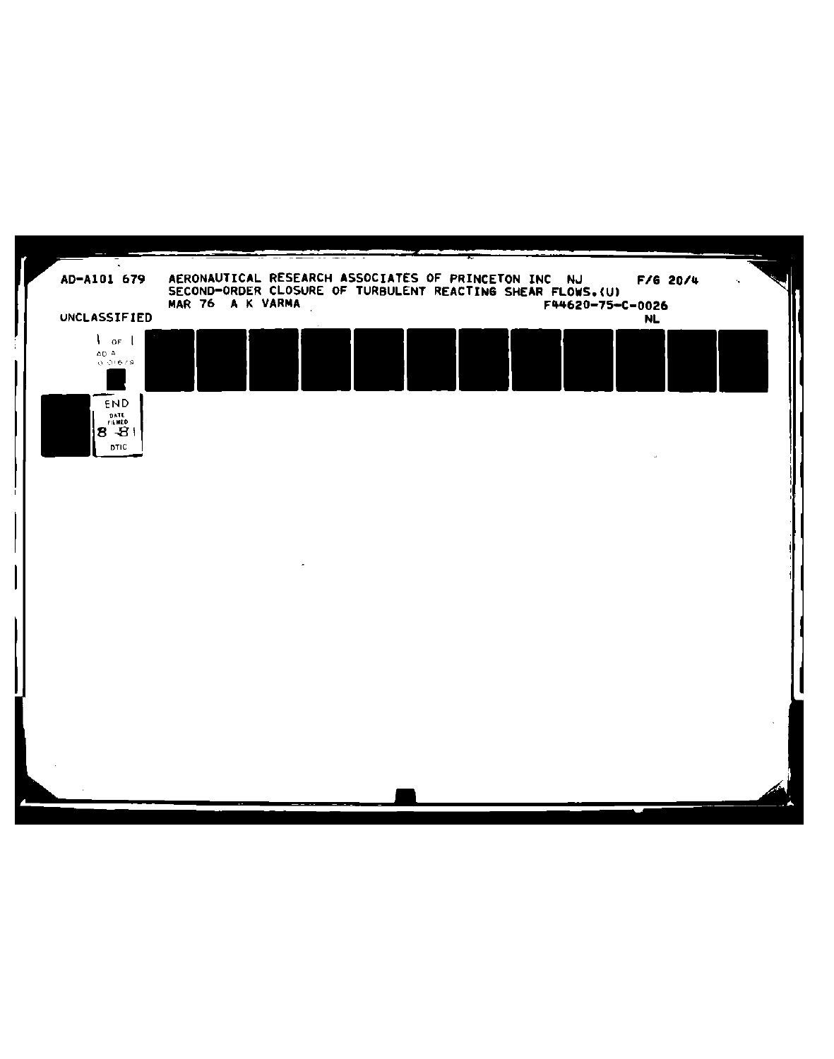AD-A101 679 AERONAUTICAL RESEARCH ASSOCIATES OF PRINCETON INC NJ F/6 20/4
SECOND-ORDER CLOSURE OF TURBULENT REACTING SHEAR FLOWS.(U)
MAR 76 A K VARMA F44620-75-C-0026

UNCLASSIFIED NL

1 OF 1

AD A
101679

END
DATE
FILMED
8-81
DTIC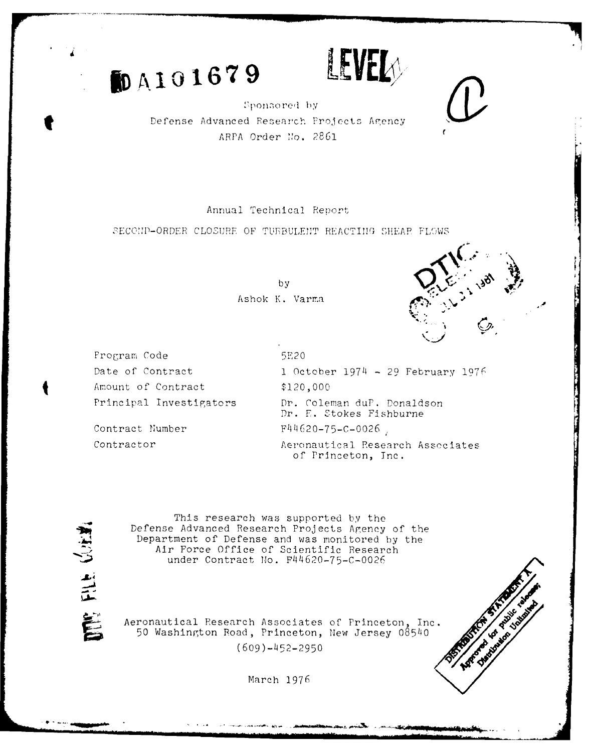AD A101679

LEVEL

Sponsored by
Defense Advanced Research Projects Agency
ARPA Order No. 2861

Annual Technical Report

SECOND-ORDER CLOSURE OF TURBULENT REACTING SHEAR FLOWS

by
Ashok K. Varma

| | |
|---|---|
| Program Code | 5E20 |
| Date of Contract | 1 October 1974 - 29 February 1976 |
| Amount of Contract | $120,000 |
| Principal Investigators | Dr. Coleman duP. Donaldson<br>Dr. E. Stokes Fishburne |
| Contract Number | F44620-75-C-0026 |
| Contractor | Aeronautical Research Associates of Princeton, Inc. |

This research was supported by the Defense Advanced Research Projects Agency of the Department of Defense and was monitored by the Air Force Office of Scientific Research under Contract No. F44620-75-C-0026

Aeronautical Research Associates of Princeton, Inc.
50 Washington Road, Princeton, New Jersey 08540
(609)-452-2950

March 1976

DISTRIBUTION STATEMENT A
Approved for public release;
Distribution Unlimited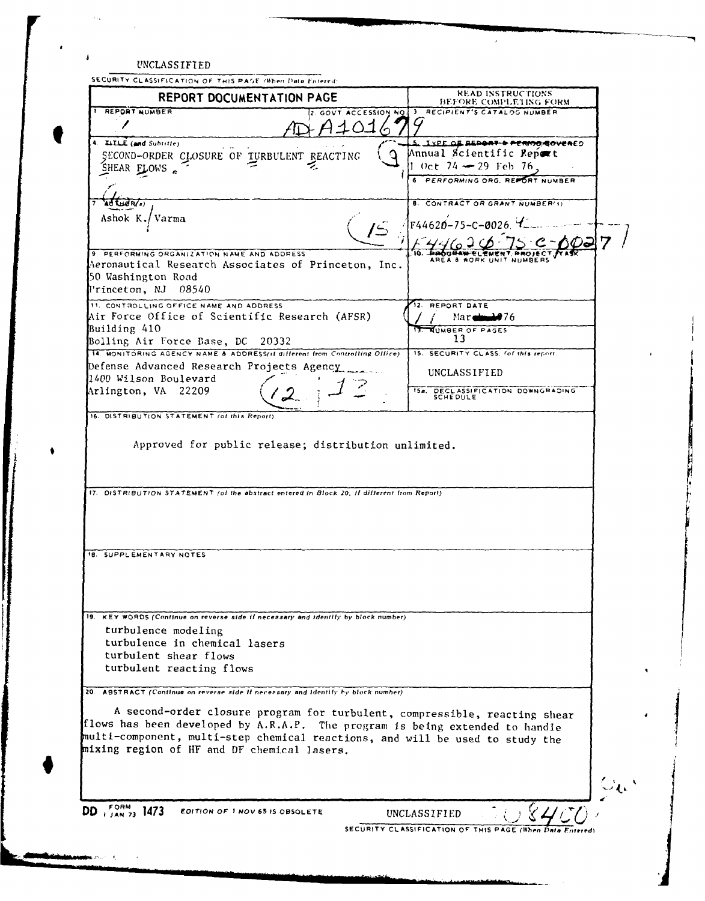UNCLASSIFIED

SECURITY CLASSIFICATION OF THIS PAGE (When Data Entered)

| REPORT DOCUMENTATION PAGE | | READ INSTRUCTIONS BEFORE COMPLETING FORM |
|---|---|---|
| 1. REPORT NUMBER | 2. GOVT ACCESSION NO. AD-A101679 | 3. RECIPIENT'S CATALOG NUMBER |
| 4. TITLE (and Subtitle) SECOND-ORDER CLOSURE OF TURBULENT REACTING SHEAR FLOWS | | 5. TYPE OF REPORT & PERIOD COVERED Annual Scientific Report 1 Oct 74 — 29 Feb 76 |
| | | 6. PERFORMING ORG. REPORT NUMBER |
| 7. AUTHOR(s) Ashok K. Varma | | 8. CONTRACT OR GRANT NUMBER(s) F44620-75-C-0026 F44620-75-C-0027 |
| 9. PERFORMING ORGANIZATION NAME AND ADDRESS Aeronautical Research Associates of Princeton, Inc. 50 Washington Road Princeton, NJ 08540 | | 10. PROGRAM ELEMENT, PROJECT, TASK AREA & WORK UNIT NUMBERS |
| 11. CONTROLLING OFFICE NAME AND ADDRESS Air Force Office of Scientific Research (AFSR) Building 410 Bolling Air Force Base, DC 20332 | | 12. REPORT DATE March 1976 |
| | | 13. NUMBER OF PAGES 13 |
| 14. MONITORING AGENCY NAME & ADDRESS(if different from Controlling Office) Defense Advanced Research Projects Agency 1400 Wilson Boulevard Arlington, VA 22209 | | 15. SECURITY CLASS. (of this report) UNCLASSIFIED |
| | | 15a. DECLASSIFICATION DOWNGRADING SCHEDULE |

16. DISTRIBUTION STATEMENT (of this Report)

Approved for public release; distribution unlimited.

17. DISTRIBUTION STATEMENT (of the abstract entered in Block 20, if different from Report)

18. SUPPLEMENTARY NOTES

19. KEY WORDS (Continue on reverse side if necessary and identify by block number)

turbulence modeling
turbulence in chemical lasers
turbulent shear flows
turbulent reacting flows

20. ABSTRACT (Continue on reverse side if necessary and identify by block number)

A second-order closure program for turbulent, compressible, reacting shear flows has been developed by A.R.A.P. The program is being extended to handle multi-component, multi-step chemical reactions, and will be used to study the mixing region of HF and DF chemical lasers.

DD FORM 1473 (1 JAN 73) EDITION OF 1 NOV 65 IS OBSOLETE

UNCLASSIFIED

SECURITY CLASSIFICATION OF THIS PAGE (When Data Entered)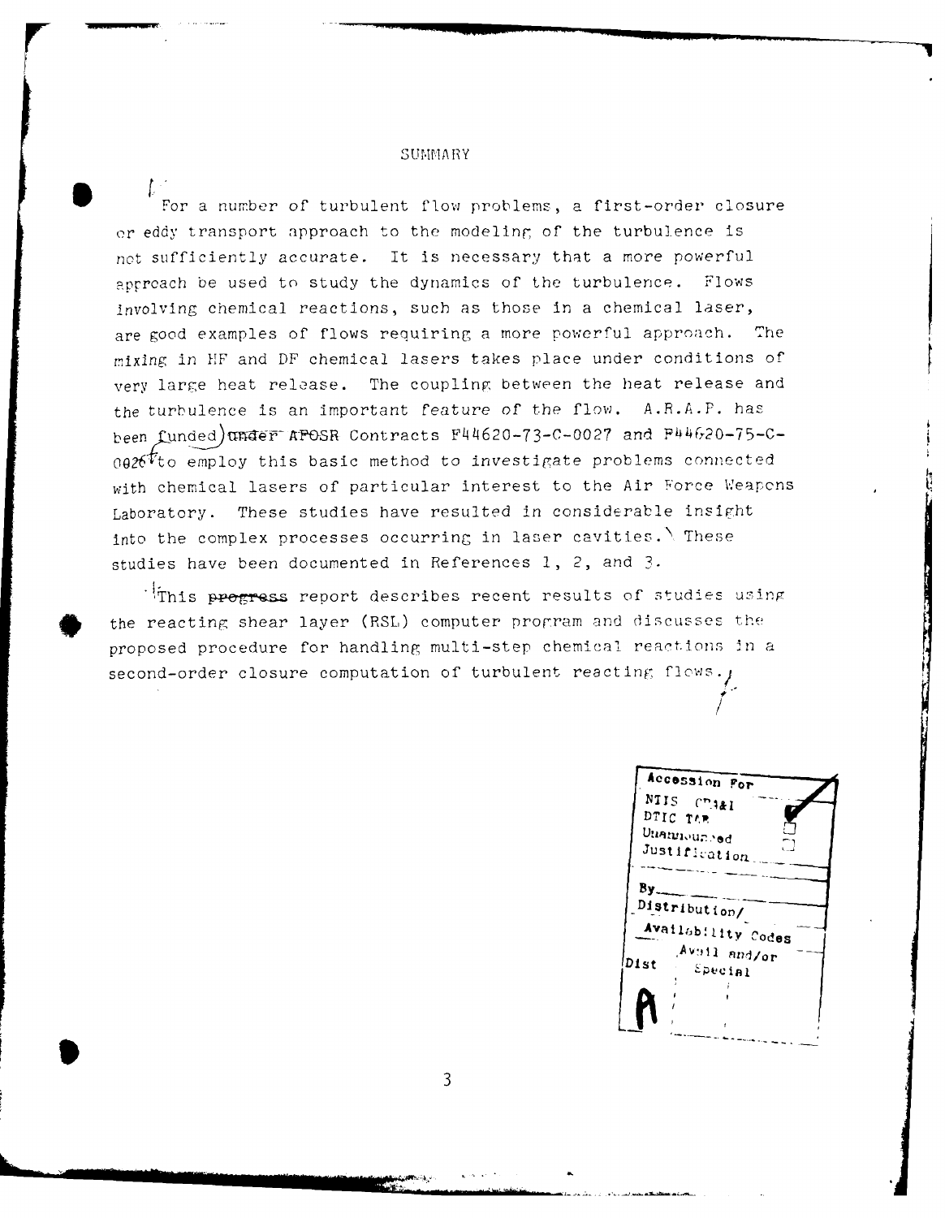# SUMMARY

For a number of turbulent flow problems, a first-order closure or eddy transport approach to the modeling of the turbulence is not sufficiently accurate. It is necessary that a more powerful approach be used to study the dynamics of the turbulence. Flows involving chemical reactions, such as those in a chemical laser, are good examples of flows requiring a more powerful approach. The mixing in HF and DF chemical lasers takes place under conditions of very large heat release. The coupling between the heat release and the turbulence is an important feature of the flow. A.R.A.P. has been funded under AFOSR Contracts F44620-73-C-0027 and F44620-75-C-0026 to employ this basic method to investigate problems connected with chemical lasers of particular interest to the Air Force Weapons Laboratory. These studies have resulted in considerable insight into the complex processes occurring in laser cavities. These studies have been documented in References 1, 2, and 3.

This progress report describes recent results of studies using the reacting shear layer (RSL) computer program and discusses the proposed procedure for handling multi-step chemical reactions in a second-order closure computation of turbulent reacting flows.

| Accession For | |
|---|---|
| NTIS GRA&I | ✓ |
| DTIC TAB | ☐ |
| Unannounced | ☐ |
| Justification | |
| By | |
| Distribution/ | |
| Availability Codes | |
| Dist | Avail and/or Special |
| A | |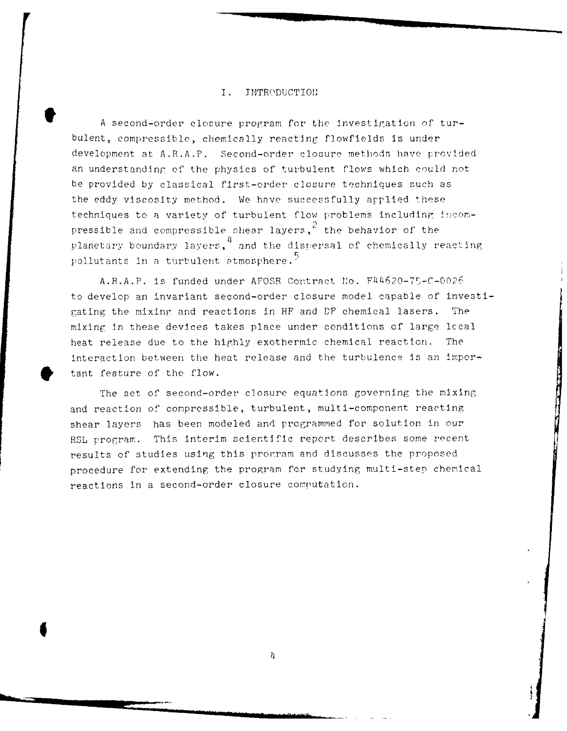# I. INTRODUCTION

A second-order closure program for the investigation of turbulent, compressible, chemically reacting flowfields is under development at A.R.A.P. Second-order closure methods have provided an understanding of the physics of turbulent flows which could not be provided by classical first-order closure techniques such as the eddy viscosity method. We have successfully applied these techniques to a variety of turbulent flow problems including incompressible and compressible shear layers,[2] the behavior of the planetary boundary layers,[4] and the dispersal of chemically reacting pollutants in a turbulent atmosphere.[5]

A.R.A.P. is funded under AFOSR Contract No. F44620-75-C-0026 to develop an invariant second-order closure model capable of investigating the mixing and reactions in HF and DF chemical lasers. The mixing in these devices takes place under conditions of large local heat release due to the highly exothermic chemical reaction. The interaction between the heat release and the turbulence is an important feature of the flow.

The set of second-order closure equations governing the mixing and reaction of compressible, turbulent, multi-component reacting shear layers has been modeled and programmed for solution in our RSL program. This interim scientific report describes some recent results of studies using this program and discusses the proposed procedure for extending the program for studying multi-step chemical reactions in a second-order closure computation.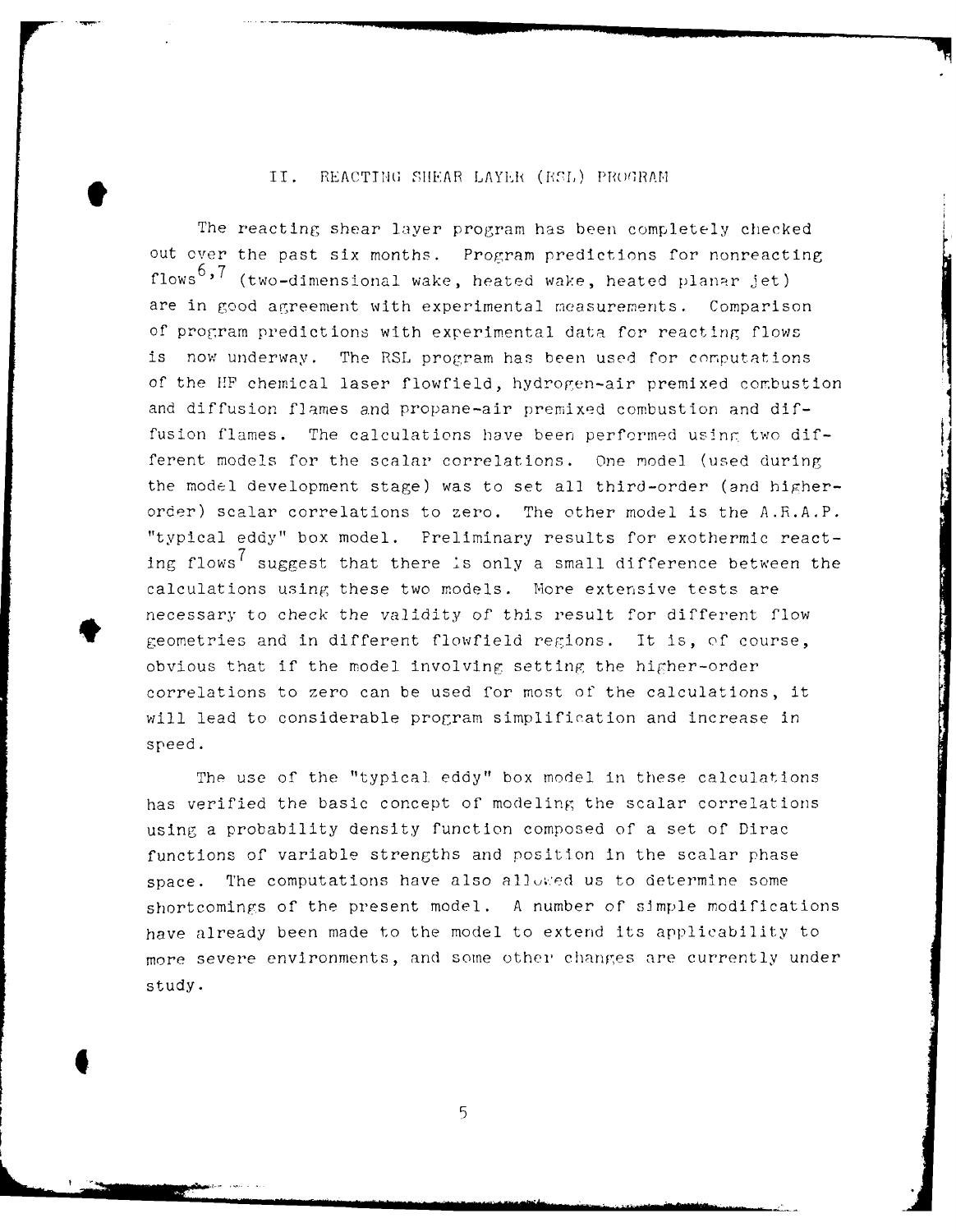## II. REACTING SHEAR LAYER (RSL) PROGRAM

The reacting shear layer program has been completely checked out over the past six months. Program predictions for nonreacting flows[6,7] (two-dimensional wake, heated wake, heated planar jet) are in good agreement with experimental measurements. Comparison of program predictions with experimental data for reacting flows is now underway. The RSL program has been used for computations of the HF chemical laser flowfield, hydrogen-air premixed combustion and diffusion flames and propane-air premixed combustion and diffusion flames. The calculations have been performed using two different models for the scalar correlations. One model (used during the model development stage) was to set all third-order (and higher-order) scalar correlations to zero. The other model is the A.R.A.P. "typical eddy" box model. Preliminary results for exothermic reacting flows[7] suggest that there is only a small difference between the calculations using these two models. More extensive tests are necessary to check the validity of this result for different flow geometries and in different flowfield regions. It is, of course, obvious that if the model involving setting the higher-order correlations to zero can be used for most of the calculations, it will lead to considerable program simplification and increase in speed.

The use of the "typical eddy" box model in these calculations has verified the basic concept of modeling the scalar correlations using a probability density function composed of a set of Dirac functions of variable strengths and position in the scalar phase space. The computations have also allowed us to determine some shortcomings of the present model. A number of simple modifications have already been made to the model to extend its applicability to more severe environments, and some other changes are currently under study.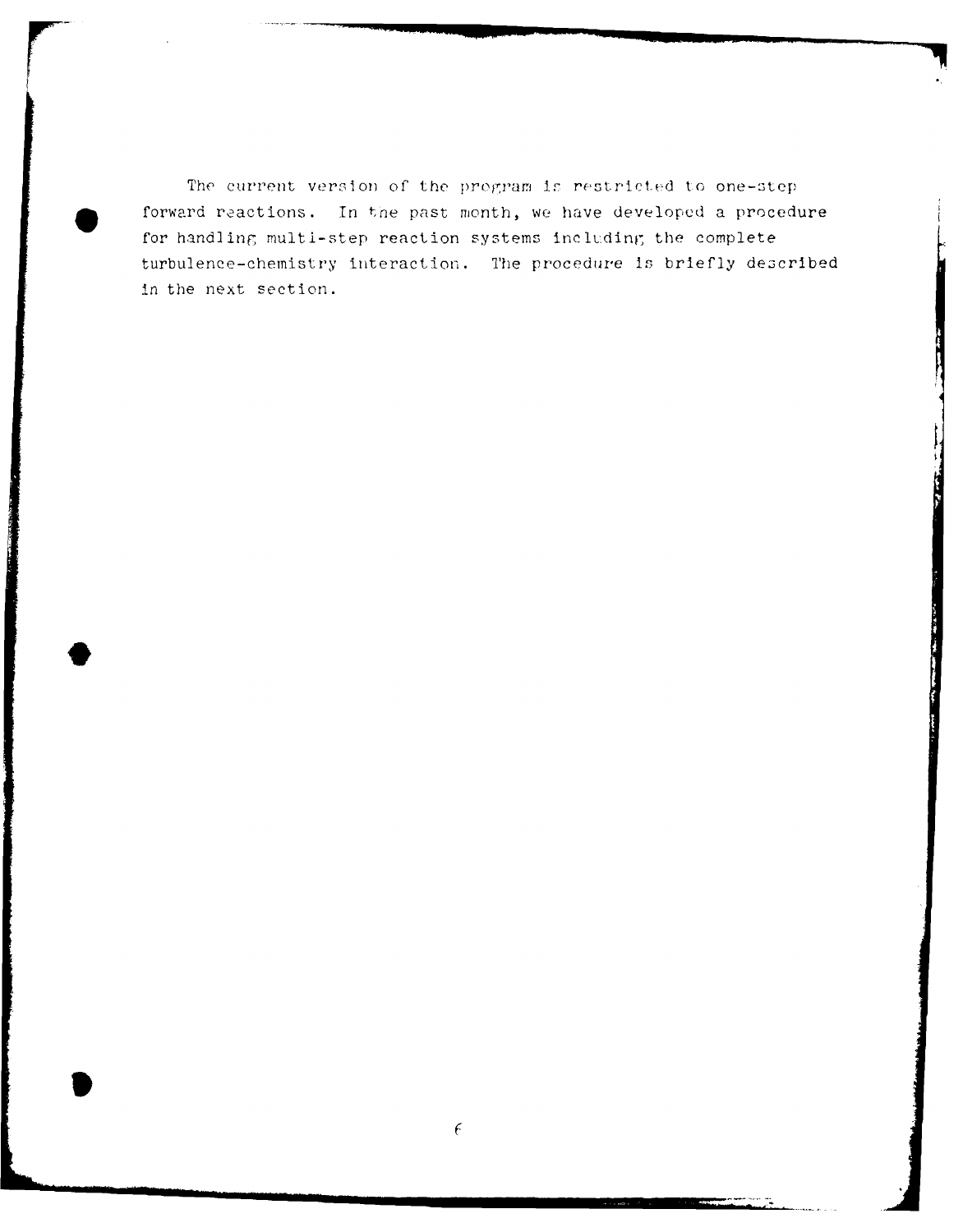The current version of the program is restricted to one-step forward reactions. In the past month, we have developed a procedure for handling multi-step reaction systems including the complete turbulence-chemistry interaction. The procedure is briefly described in the next section.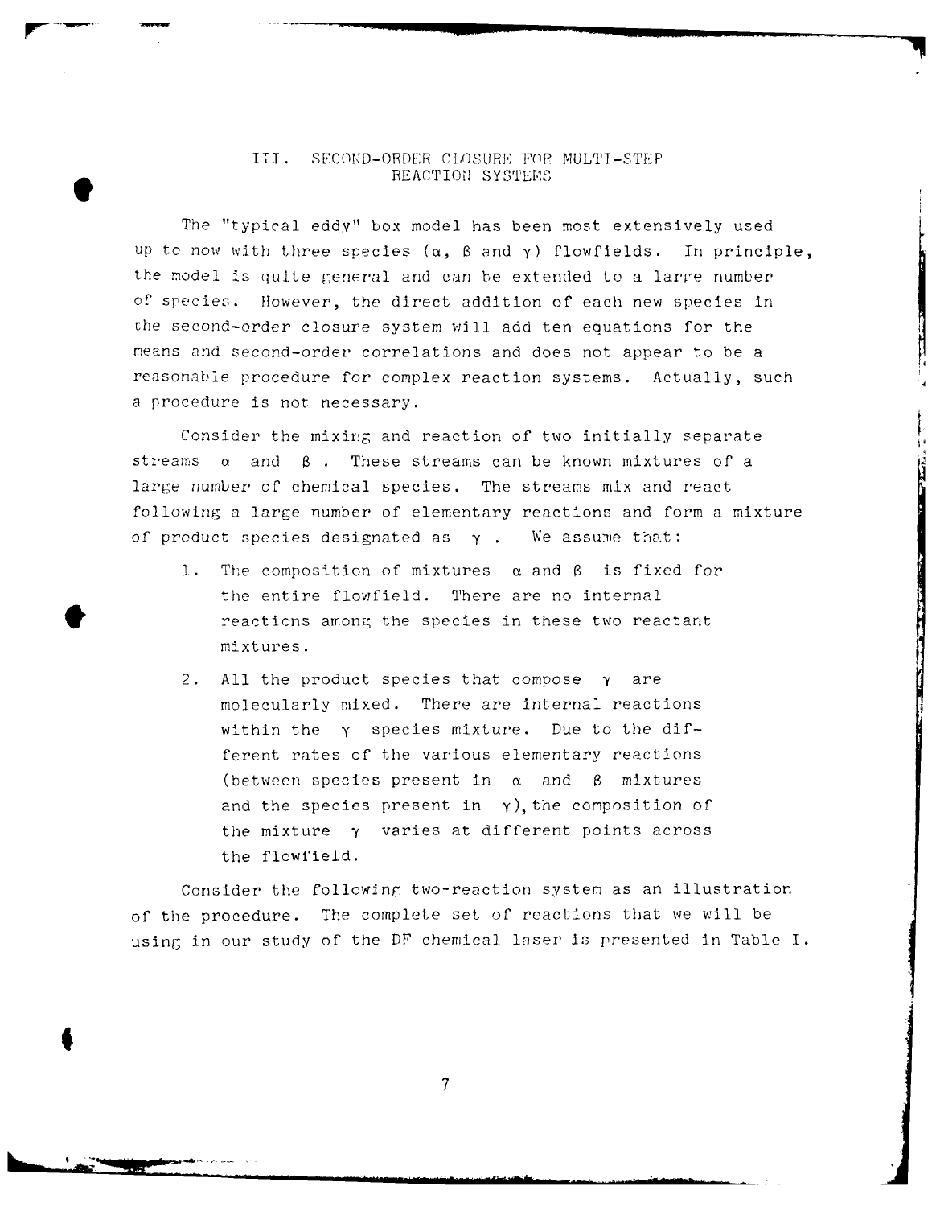## III. SECOND-ORDER CLOSURE FOR MULTI-STEP REACTION SYSTEMS

The "typical eddy" box model has been most extensively used up to now with three species ($\alpha$, $\beta$ and $\gamma$) flowfields. In principle, the model is quite general and can be extended to a large number of species. However, the direct addition of each new species in the second-order closure system will add ten equations for the means and second-order correlations and does not appear to be a reasonable procedure for complex reaction systems. Actually, such a procedure is not necessary.

Consider the mixing and reaction of two initially separate streams $\alpha$ and $\beta$. These streams can be known mixtures of a large number of chemical species. The streams mix and react following a large number of elementary reactions and form a mixture of product species designated as $\gamma$. We assume that:

1. The composition of mixtures $\alpha$ and $\beta$ is fixed for the entire flowfield. There are no internal reactions among the species in these two reactant mixtures.

2. All the product species that compose $\gamma$ are molecularly mixed. There are internal reactions within the $\gamma$ species mixture. Due to the different rates of the various elementary reactions (between species present in $\alpha$ and $\beta$ mixtures and the species present in $\gamma$), the composition of the mixture $\gamma$ varies at different points across the flowfield.

Consider the following two-reaction system as an illustration of the procedure. The complete set of reactions that we will be using in our study of the DF chemical laser is presented in Table I.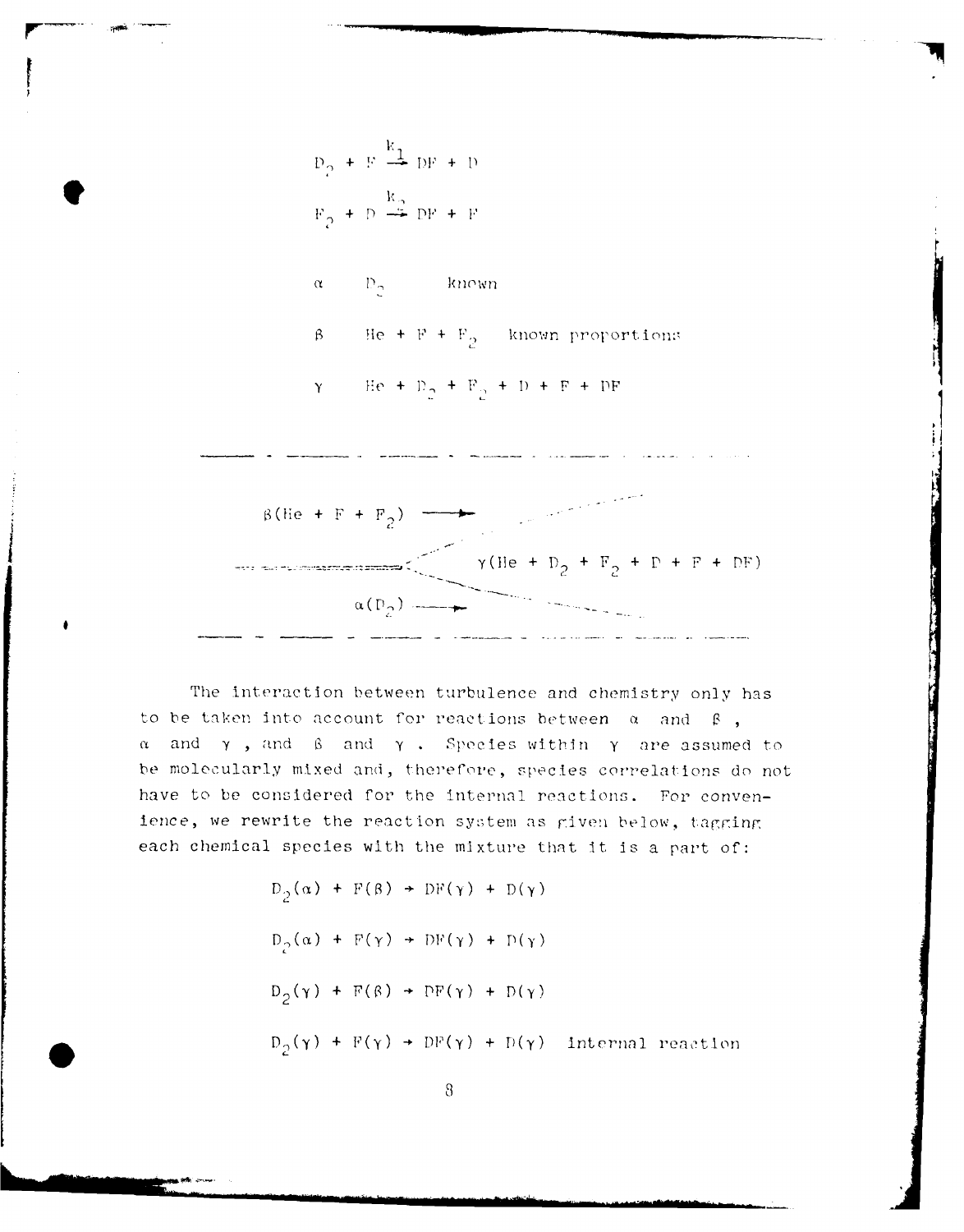$$D_2 + F \xrightarrow{k_1} DF + D$$

$$F_2 + D \xrightarrow{k_2} DF + F$$

$\alpha$ $D_2$ known

$\beta$ $He + F + F_2$ known proportions

$\gamma$ $He + D_2 + F_2 + D + F + DF$

$\beta(He + F + F_2)$ →

$\gamma(He + D_2 + F_2 + D + F + DF)$

$\alpha(D_2)$ →

The interaction between turbulence and chemistry only has to be taken into account for reactions between $\alpha$ and $\beta$, $\alpha$ and $\gamma$, and $\beta$ and $\gamma$. Species within $\gamma$ are assumed to be molecularly mixed and, therefore, species correlations do not have to be considered for the internal reactions. For convenience, we rewrite the reaction system as given below, tagging each chemical species with the mixture that it is a part of:

$$D_2(\alpha) + F(\beta) \rightarrow DF(\gamma) + D(\gamma)$$

$$D_2(\alpha) + F(\gamma) \rightarrow DF(\gamma) + D(\gamma)$$

$$D_2(\gamma) + F(\beta) \rightarrow DF(\gamma) + D(\gamma)$$

$$D_2(\gamma) + F(\gamma) \rightarrow DF(\gamma) + D(\gamma) \quad \text{internal reaction}$$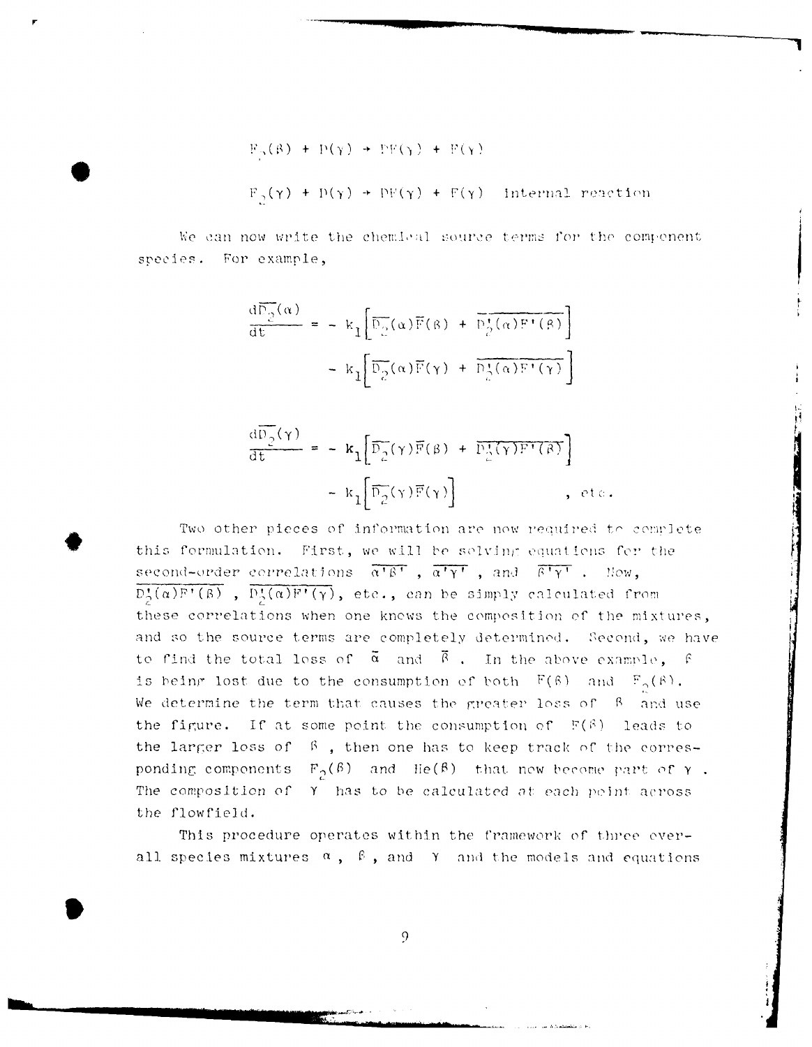$$F_2(\beta) + D(\gamma) \rightarrow DF(\gamma) + F(\gamma)$$

$$F_2(\gamma) + D(\gamma) \rightarrow DF(\gamma) + F(\gamma) \quad \text{internal reaction}$$

We can now write the chemical source terms for the component species. For example,

$$\frac{d\overline{D_2}(\alpha)}{dt} = - k_1\left[\overline{D_2}(\alpha)\overline{F}(\beta) + \overline{D_2'(\alpha)F'(\beta)}\right]$$
$$- k_1\left[\overline{D_2}(\alpha)\overline{F}(\gamma) + \overline{D_2'(\alpha)F'(\gamma)}\right]$$

$$\frac{d\overline{D_2}(\gamma)}{dt} = - k_1\left[\overline{D_2}(\gamma)\overline{F}(\beta) + \overline{D_2'(\gamma)F'(\beta)}\right]$$
$$- k_1\left[\overline{D_2}(\gamma)\overline{F}(\gamma)\right] \qquad \text{, etc.}$$

Two other pieces of information are now required to complete this formulation. First, we will be solving equations for the second-order correlations $\overline{\alpha'\beta'}$, $\overline{\alpha'\gamma'}$, and $\overline{\beta'\gamma'}$. Now, $\overline{D_2'(\alpha)F'(\beta)}$, $\overline{D_2'(\alpha)F'(\gamma)}$, etc., can be simply calculated from these correlations when one knows the composition of the mixtures, and so the source terms are completely determined. Second, we have to find the total loss of $\bar{\alpha}$ and $\bar{\beta}$. In the above example, $\beta$ is being lost due to the consumption of both $F(\beta)$ and $F_2(\beta)$. We determine the term that causes the greater loss of $\beta$ and use the figure. If at some point the consumption of $F(\beta)$ leads to the larger loss of $\beta$, then one has to keep track of the corresponding components $F_2(\beta)$ and $He(\beta)$ that now become part of $\gamma$. The composition of $\gamma$ has to be calculated at each point across the flowfield.

This procedure operates within the framework of three overall species mixtures $\alpha$, $\beta$, and $\gamma$ and the models and equations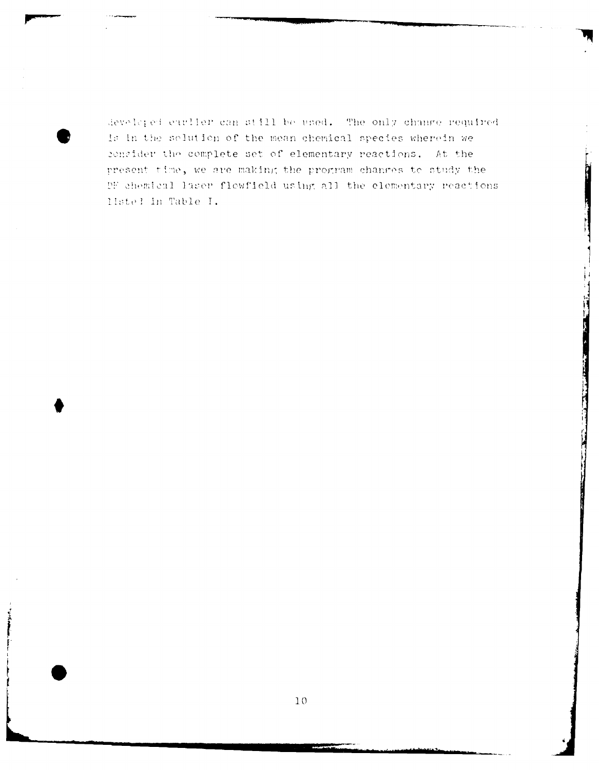developed earlier can still be used. The only change required is in the solution of the mean chemical species wherein we consider the complete set of elementary reactions. At the present time, we are making the program changes to study the DF chemical laser flowfield using all the elementary reactions listed in Table I.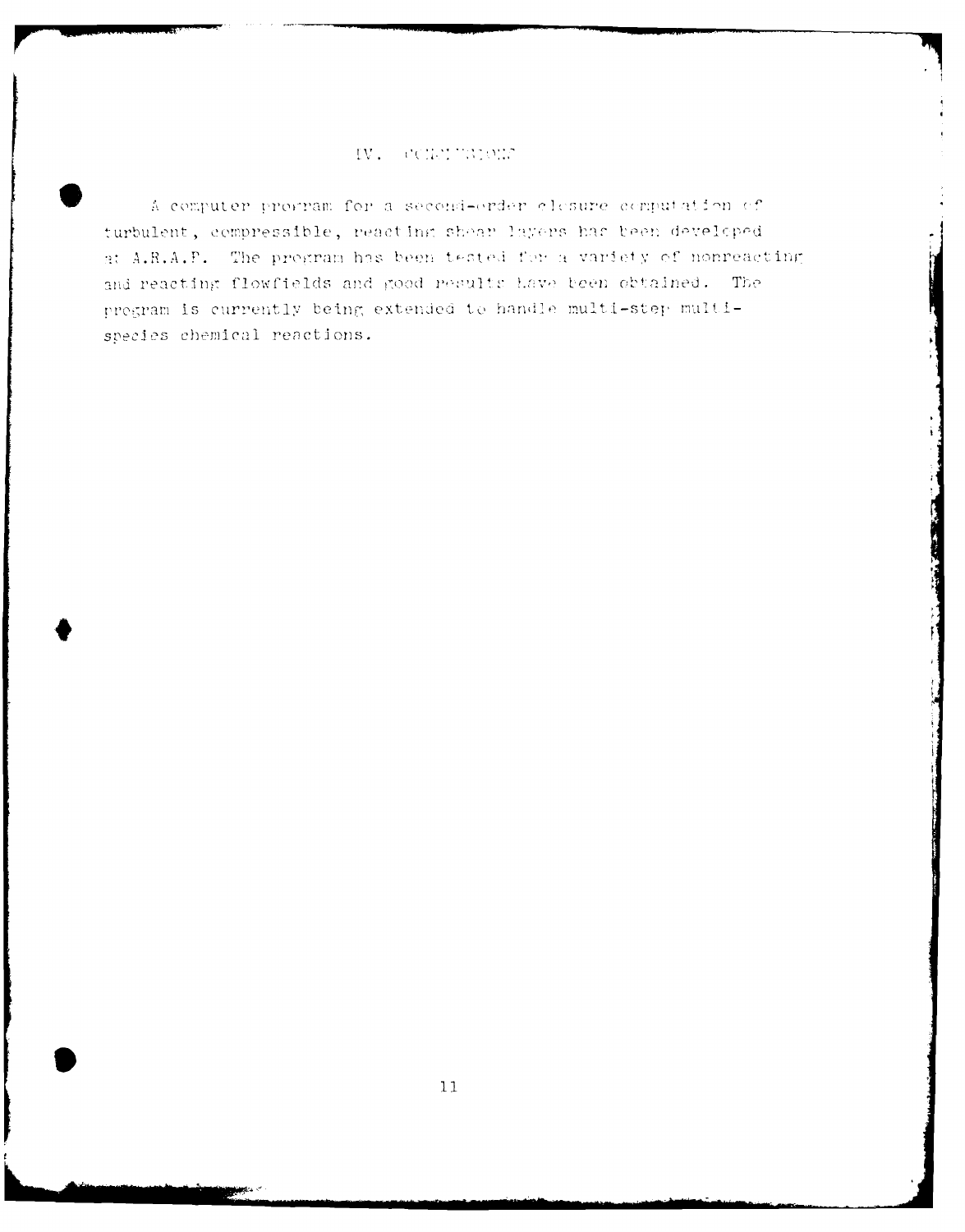## IV. CONCLUSIONS

A computer program for a second-order closure computation of turbulent, compressible, reacting shear layers has been developed at A.R.A.P. The program has been tested for a variety of nonreacting and reacting flowfields and good results have been obtained. The program is currently being extended to handle multi-step multi-species chemical reactions.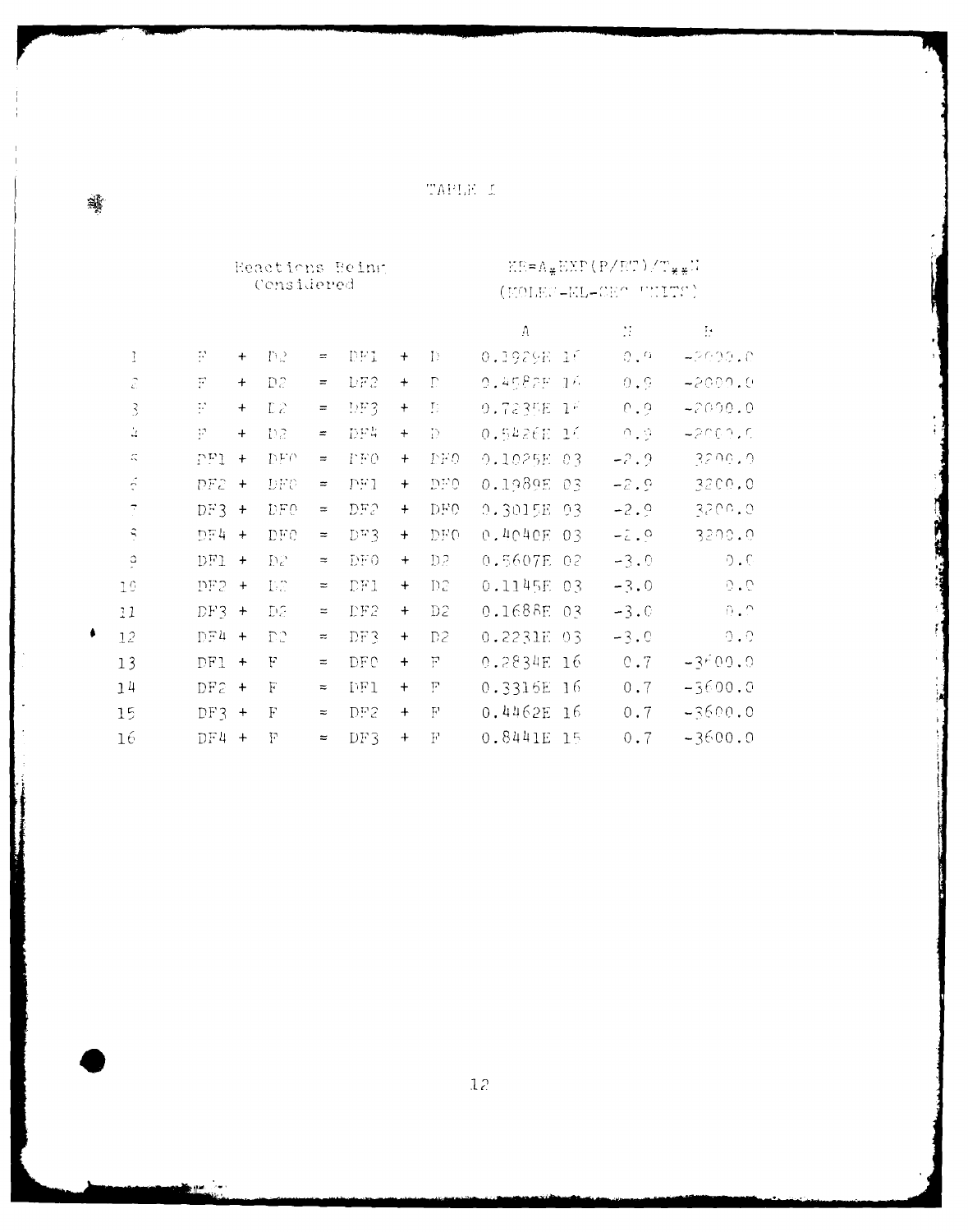TABLE I

| | Reactions Being Considered | | | | | | | KR=A*EXP(B/RT)/T**N (MOLES-CC-SEC UNITS) | | |
|---|---|---|---|---|---|---|---|---|---|---|
| | | | | | | | | A | N | B |
| 1 | F | + | D2 | = | DF1 | + | D | 0.1929E 16 | 0.9 | -2000.0 |
| 2 | F | + | D2 | = | DF2 | + | D | 0.4587E 16 | 0.9 | -2000.0 |
| 3 | F | + | D2 | = | DF3 | + | D | 0.7235E 16 | 0.9 | -2000.0 |
| 4 | F | + | D2 | = | DF4 | + | D | 0.5426E 16 | 0.9 | -2000.0 |
| 5 | DF1 | + | DF0 | = | DF0 | + | DF0 | 0.1025E 03 | -2.9 | 3200.0 |
| 6 | DF2 | + | DF0 | = | DF1 | + | DF0 | 0.1989E 03 | -2.9 | 3200.0 |
| 7 | DF3 | + | DF0 | = | DF2 | + | DF0 | 0.3015E 03 | -2.9 | 3200.0 |
| 8 | DF4 | + | DF0 | = | DF3 | + | DF0 | 0.4040E 03 | -2.9 | 3200.0 |
| 9 | DF1 | + | D2 | = | DF0 | + | D2 | 0.5607E 02 | -3.0 | 0.0 |
| 10 | DF2 | + | D2 | = | DF1 | + | D2 | 0.1145E 03 | -3.0 | 0.0 |
| 11 | DF3 | + | D2 | = | DF2 | + | D2 | 0.1688E 03 | -3.0 | 0.0 |
| 12 | DF4 | + | D2 | = | DF3 | + | D2 | 0.2231E 03 | -3.0 | 0.0 |
| 13 | DF1 | + | F | = | DF0 | + | F | 0.2834E 16 | 0.7 | -3600.0 |
| 14 | DF2 | + | F | = | DF1 | + | F | 0.3316E 16 | 0.7 | -3600.0 |
| 15 | DF3 | + | F | = | DF2 | + | F | 0.4462E 16 | 0.7 | -3600.0 |
| 16 | DF4 | + | F | = | DF3 | + | F | 0.8441E 15 | 0.7 | -3600.0 |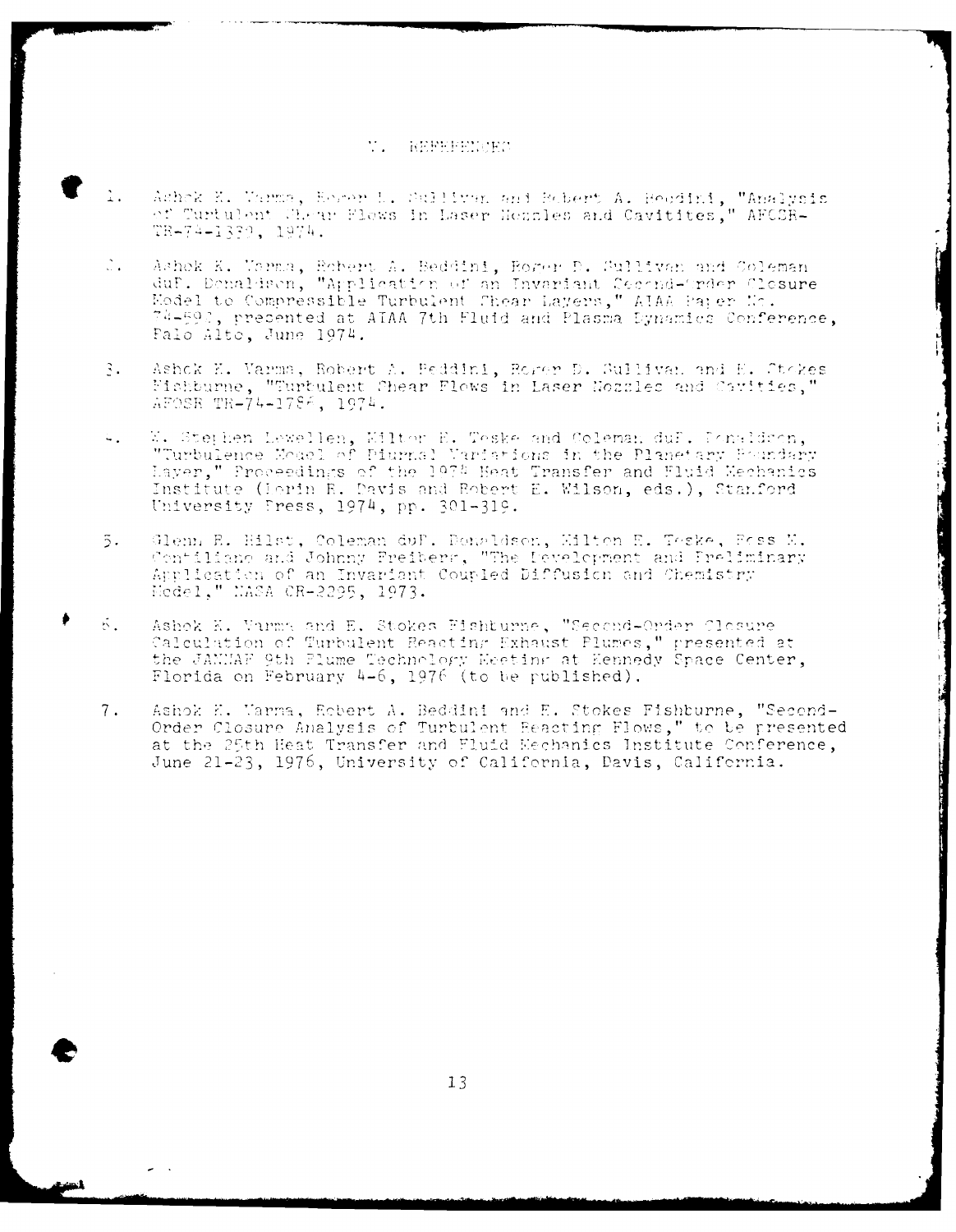# V. REFERENCES

1. Ashok K. Varma, Roger D. Sullivan and Robert A. Beddini, "Analysis of Turbulent Shear Flows in Laser Nozzles and Cavities," AFOSR-TR-74-1330, 1974.

2. Ashok K. Varma, Robert A. Beddini, Roger D. Sullivan and Coleman duP. Donaldson, "Application of an Invariant Second-Order Closure Model to Compressible Turbulent Shear Layers," AIAA Paper No. 74-592, presented at AIAA 7th Fluid and Plasma Dynamics Conference, Palo Alto, June 1974.

3. Ashok K. Varma, Robert A. Beddini, Roger D. Sullivan and E. Stokes Fishburne, "Turbulent Shear Flows in Laser Nozzles and Cavities," AFOSR TR-74-1786, 1974.

4. W. Stephen Lewellen, Milton E. Teske and Coleman duP. Donaldson, "Turbulence Model of Diurnal Variations in the Planetary Boundary Layer," Proceedings of the 1974 Heat Transfer and Fluid Mechanics Institute (Lorin R. Davis and Robert E. Wilson, eds.), Stanford University Press, 1974, pp. 301-319.

5. Glenn R. Hilst, Coleman duP. Donaldson, Milton E. Teske, Ross M. Contiliano and Johnny Freiberg, "The Development and Preliminary Application of an Invariant Coupled Diffusion and Chemistry Model," NASA CR-2295, 1973.

6. Ashok K. Varma and E. Stokes Fishburne, "Second-Order Closure Calculation of Turbulent Reacting Exhaust Plumes," presented at the JANNAF 9th Plume Technology Meeting at Kennedy Space Center, Florida on February 4-6, 1976 (to be published).

7. Ashok K. Varma, Robert A. Beddini and E. Stokes Fishburne, "Second-Order Closure Analysis of Turbulent Reacting Flows," to be presented at the 25th Heat Transfer and Fluid Mechanics Institute Conference, June 21-23, 1976, University of California, Davis, California.